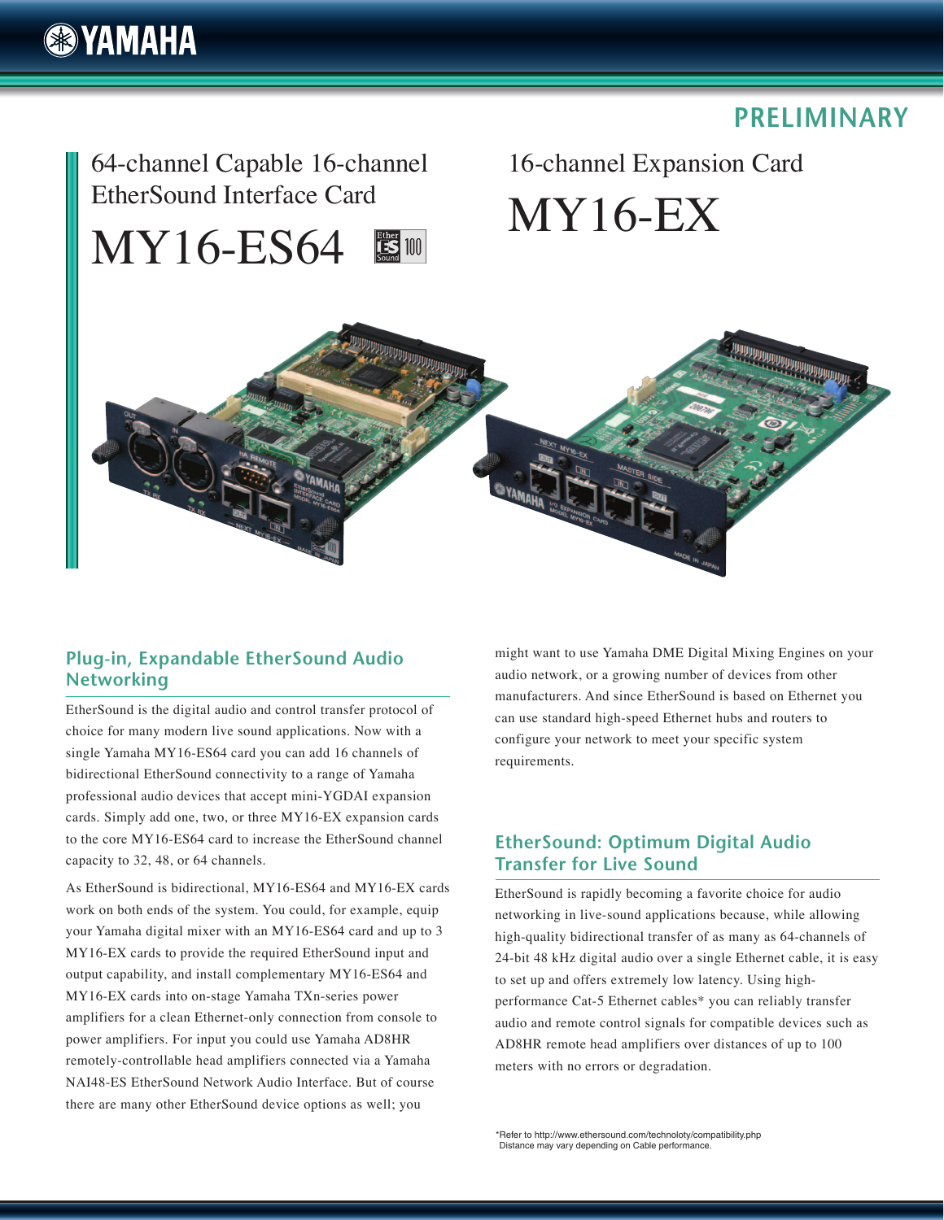PRELIMINARY

# 64-channel Capable 16-channel EtherSound Interface Card

# MY16-ES64

# 16-channel Expansion Card

# MY16-EX

## Plug-in, Expandable EtherSound Audio Networking

EtherSound is the digital audio and control transfer protocol of choice for many modern live sound applications. Now with a single Yamaha MY16-ES64 card you can add 16 channels of bidirectional EtherSound connectivity to a range of Yamaha professional audio devices that accept mini-YGDAI expansion cards. Simply add one, two, or three MY16-EX expansion cards to the core MY16-ES64 card to increase the EtherSound channel capacity to 32, 48, or 64 channels.

As EtherSound is bidirectional, MY16-ES64 and MY16-EX cards work on both ends of the system. You could, for example, equip your Yamaha digital mixer with an MY16-ES64 card and up to 3 MY16-EX cards to provide the required EtherSound input and output capability, and install complementary MY16-ES64 and MY16-EX cards into on-stage Yamaha TXn-series power amplifiers for a clean Ethernet-only connection from console to power amplifiers. For input you could use Yamaha AD8HR remotely-controllable head amplifiers connected via a Yamaha NAI48-ES EtherSound Network Audio Interface. But of course there are many other EtherSound device options as well; you might want to use Yamaha DME Digital Mixing Engines on your audio network, or a growing number of devices from other manufacturers. And since EtherSound is based on Ethernet you can use standard high-speed Ethernet hubs and routers to configure your network to meet your specific system requirements.

## EtherSound: Optimum Digital Audio Transfer for Live Sound

EtherSound is rapidly becoming a favorite choice for audio networking in live-sound applications because, while allowing high-quality bidirectional transfer of as many as 64-channels of 24-bit 48 kHz digital audio over a single Ethernet cable, it is easy to set up and offers extremely low latency. Using high-performance Cat-5 Ethernet cables* you can reliably transfer audio and remote control signals for compatible devices such as AD8HR remote head amplifiers over distances of up to 100 meters with no errors or degradation.

*Refer to http://www.ethersound.com/technoloty/compatibility.php
Distance may vary depending on Cable performance.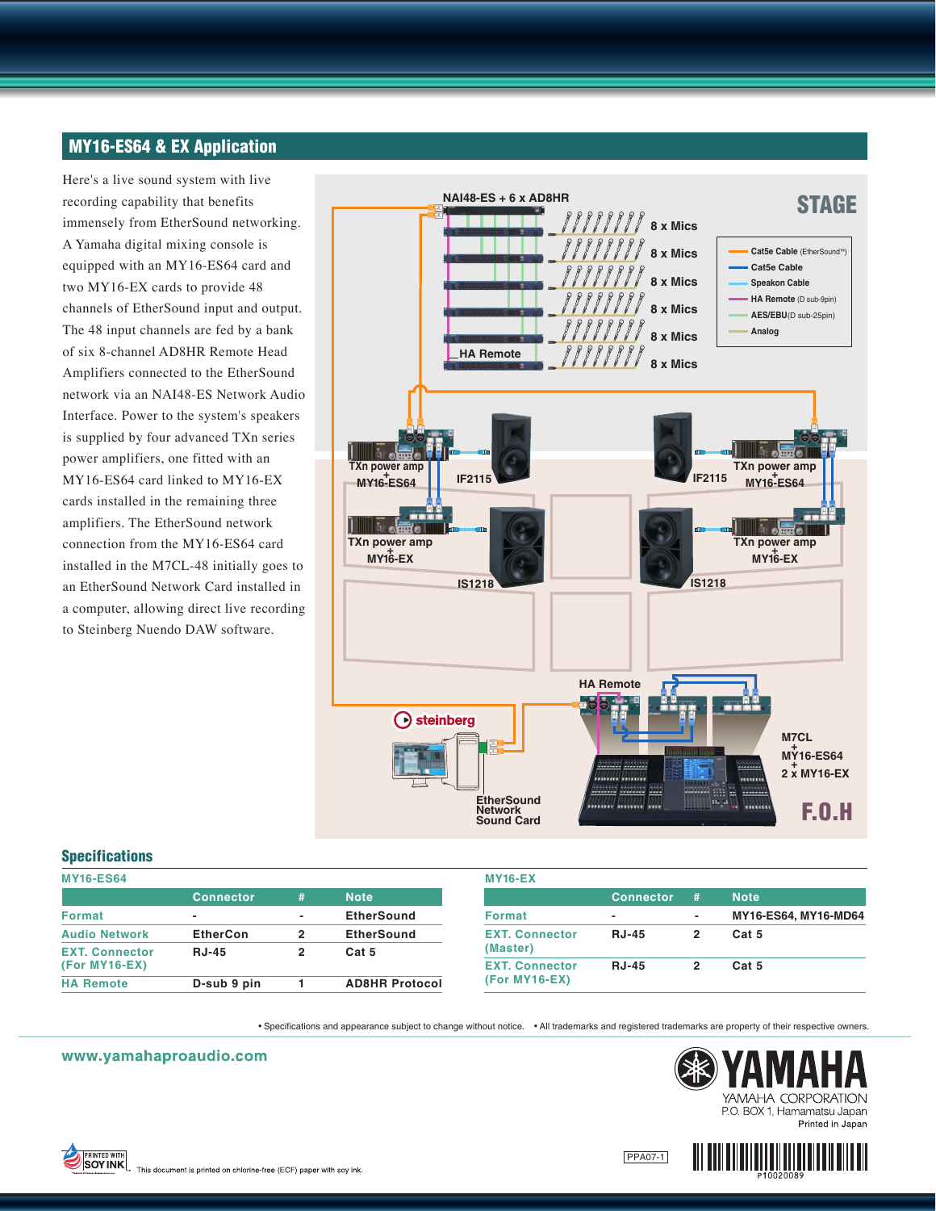## MY16-ES64 & EX Application

Here's a live sound system with live recording capability that benefits immensely from EtherSound networking. A Yamaha digital mixing console is equipped with an MY16-ES64 card and two MY16-EX cards to provide 48 channels of EtherSound input and output. The 48 input channels are fed by a bank of six 8-channel AD8HR Remote Head Amplifiers connected to the EtherSound network via an NAI48-ES Network Audio Interface. Power to the system's speakers is supplied by four advanced TXn series power amplifiers, one fitted with an MY16-ES64 card linked to MY16-EX cards installed in the remaining three amplifiers. The EtherSound network connection from the MY16-ES64 card installed in the M7CL-48 initially goes to an EtherSound Network Card installed in a computer, allowing direct live recording to Steinberg Nuendo DAW software.

STAGE

NAI48-ES + 6 x AD8HR

8 x Mics
8 x Mics
8 x Mics
8 x Mics
8 x Mics
8 x Mics

HA Remote

Cat5e Cable (EtherSound™)
Cat5e Cable
Speakon Cable
HA Remote (D sub-9pin)
AES/EBU(D sub-25pin)
Analog

TXn power amp + MY16-ES64
IF2115
IF2115
TXn power amp + MY16-ES64
TXn power amp + MY16-EX
IS1218
IS1218
TXn power amp + MY16-EX

HA Remote

steinberg

EtherSound Network Sound Card

M7CL + MY16-ES64 + 2 x MY16-EX

F.O.H

## Specifications

**MY16-ES64**

| | Connector | # | Note |
|---|---|---|---|
| Format | - | - | EtherSound |
| Audio Network | EtherCon | 2 | EtherSound |
| EXT. Connector (For MY16-EX) | RJ-45 | 2 | Cat 5 |
| HA Remote | D-sub 9 pin | 1 | AD8HR Protocol |

**MY16-EX**

| | Connector | # | Note |
|---|---|---|---|
| Format | - | - | MY16-ES64, MY16-MD64 |
| EXT. Connector (Master) | RJ-45 | 2 | Cat 5 |
| EXT. Connector (For MY16-EX) | RJ-45 | 2 | Cat 5 |

• Specifications and appearance subject to change without notice. • All trademarks and registered trademarks are property of their respective owners.

www.yamahaproaudio.com

YAMAHA CORPORATION
P.O. BOX 1, Hamamatsu Japan
Printed in Japan

PRINTED WITH SOY INK. This document is printed on chlorine-free (ECF) paper with soy ink.

PPA07-1

P10020089